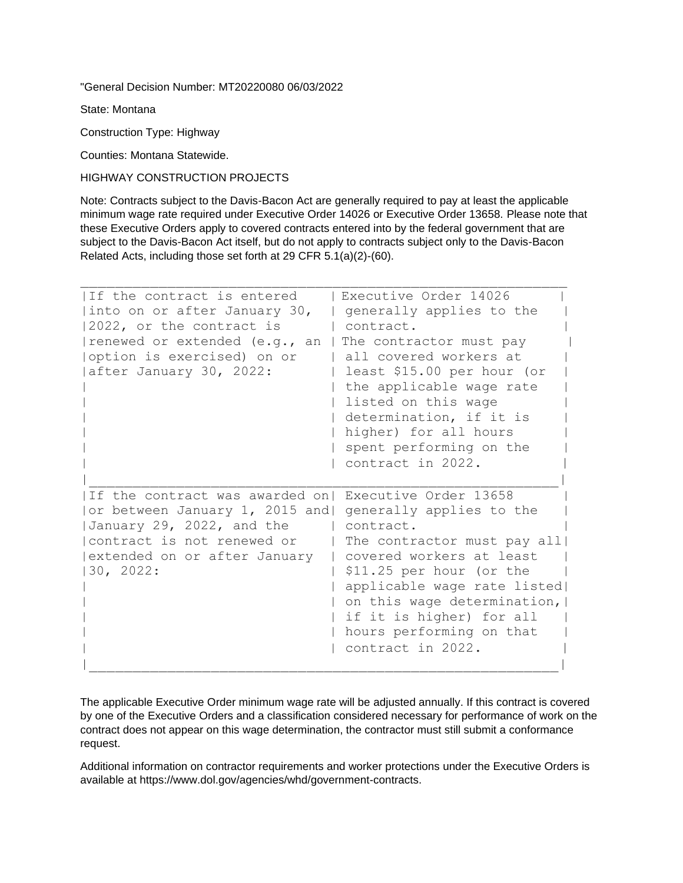"General Decision Number: MT20220080 06/03/2022

State: Montana

Construction Type: Highway

Counties: Montana Statewide.

HIGHWAY CONSTRUCTION PROJECTS

Note: Contracts subject to the Davis-Bacon Act are generally required to pay at least the applicable minimum wage rate required under Executive Order 14026 or Executive Order 13658. Please note that these Executive Orders apply to covered contracts entered into by the federal government that are subject to the Davis-Bacon Act itself, but do not apply to contracts subject only to the Davis-Bacon Related Acts, including those set forth at 29 CFR 5.1(a)(2)-(60).

| | |
|---|---|
| If the contract is entered into on or after January 30, 2022, or the contract is renewed or extended (e.g., an option is exercised) on or after January 30, 2022: | Executive Order 14026 generally applies to the contract. The contractor must pay all covered workers at least $15.00 per hour (or the applicable wage rate listed on this wage determination, if it is higher) for all hours spent performing on the contract in 2022. |
| If the contract was awarded on or between January 1, 2015 and January 29, 2022, and the contract is not renewed or extended on or after January 30, 2022: | Executive Order 13658 generally applies to the contract. The contractor must pay all covered workers at least $11.25 per hour (or the applicable wage rate listed on this wage determination, if it is higher) for all hours performing on that contract in 2022. |

The applicable Executive Order minimum wage rate will be adjusted annually. If this contract is covered by one of the Executive Orders and a classification considered necessary for performance of work on the contract does not appear on this wage determination, the contractor must still submit a conformance request.

Additional information on contractor requirements and worker protections under the Executive Orders is available at https://www.dol.gov/agencies/whd/government-contracts.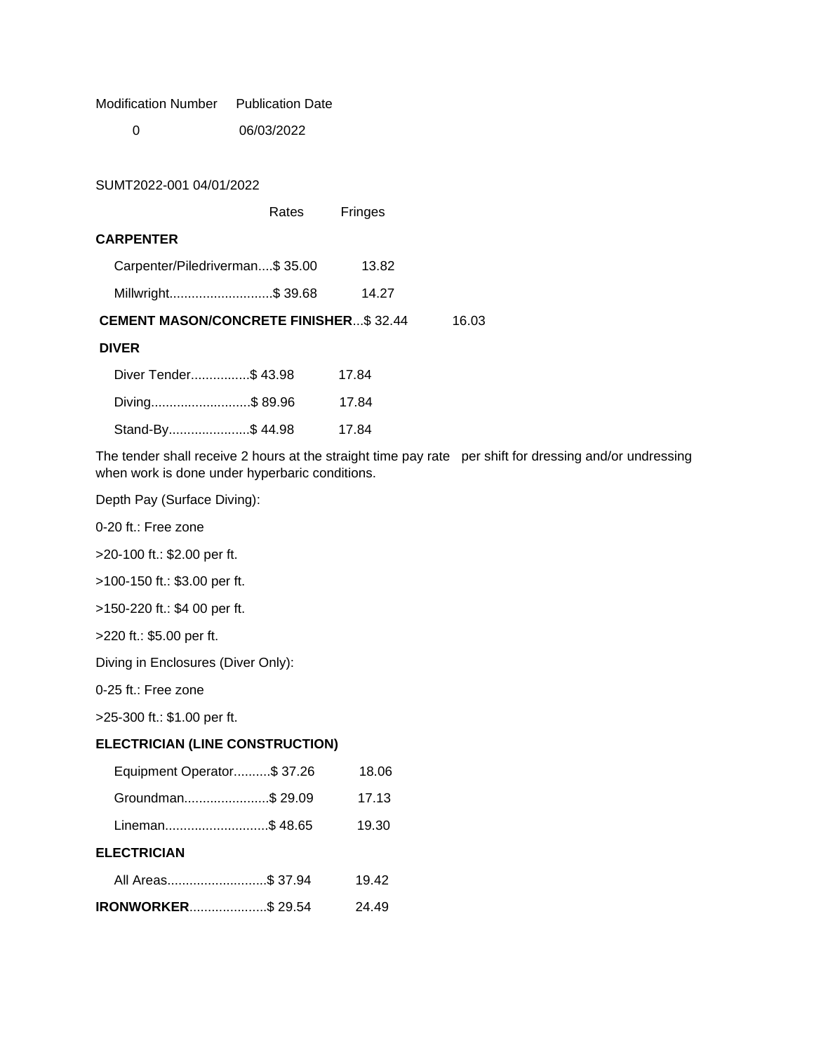| Modification Number | Publication Date |
|---|---|
| 0 | 06/03/2022 |

SUMT2022-001 04/01/2022

| | Rates | Fringes |
|---|---|---|
| **CARPENTER** | | |
| Carpenter/Piledriverman....$ 35.00 | | 13.82 |
| Millwright............................$ 39.68 | | 14.27 |
| **CEMENT MASON/CONCRETE FINISHER**...$ 32.44 | | 16.03 |
| **DIVER** | | |
| Diver Tender................$ 43.98 | | 17.84 |
| Diving...........................$ 89.96 | | 17.84 |
| Stand-By......................$ 44.98 | | 17.84 |

The tender shall receive 2 hours at the straight time pay rate per shift for dressing and/or undressing when work is done under hyperbaric conditions.

Depth Pay (Surface Diving):

0-20 ft.: Free zone

>20-100 ft.: $2.00 per ft.

>100-150 ft.: $3.00 per ft.

>150-220 ft.: $4 00 per ft.

>220 ft.: $5.00 per ft.

Diving in Enclosures (Diver Only):

0-25 ft.: Free zone

>25-300 ft.: $1.00 per ft.

| | Rates | Fringes |
|---|---|---|
| **ELECTRICIAN (LINE CONSTRUCTION)** | | |
| Equipment Operator..........$ 37.26 | | 18.06 |
| Groundman.......................$ 29.09 | | 17.13 |
| Lineman............................$ 48.65 | | 19.30 |
| **ELECTRICIAN** | | |
| All Areas...........................$ 37.94 | | 19.42 |
| **IRONWORKER**.....................$ 29.54 | | 24.49 |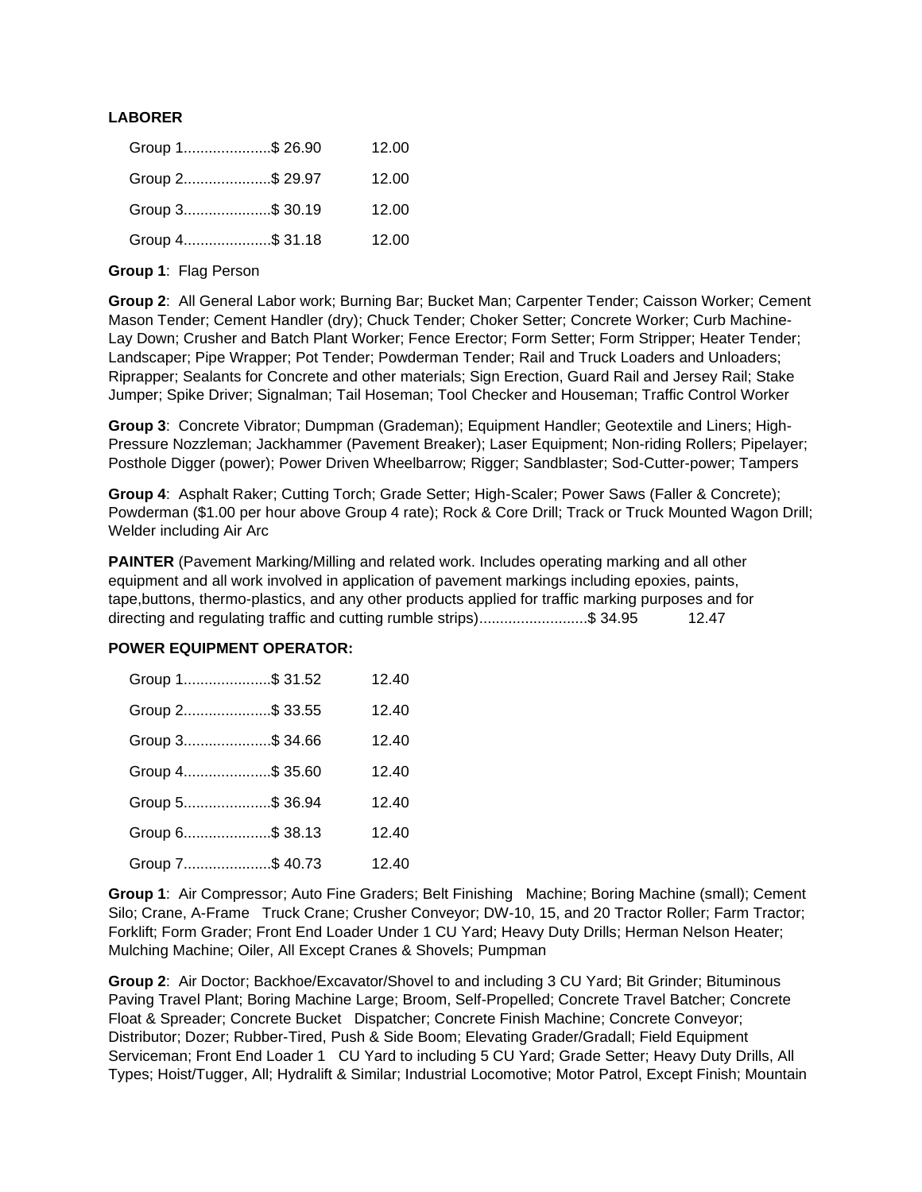**LABORER**

| | Rates | Fringes |
|---|---|---|
| Group 1 | $ 26.90 | 12.00 |
| Group 2 | $ 29.97 | 12.00 |
| Group 3 | $ 30.19 | 12.00 |
| Group 4 | $ 31.18 | 12.00 |

**Group 1**: Flag Person

**Group 2**: All General Labor work; Burning Bar; Bucket Man; Carpenter Tender; Caisson Worker; Cement Mason Tender; Cement Handler (dry); Chuck Tender; Choker Setter; Concrete Worker; Curb Machine-Lay Down; Crusher and Batch Plant Worker; Fence Erector; Form Setter; Form Stripper; Heater Tender; Landscaper; Pipe Wrapper; Pot Tender; Powderman Tender; Rail and Truck Loaders and Unloaders; Riprapper; Sealants for Concrete and other materials; Sign Erection, Guard Rail and Jersey Rail; Stake Jumper; Spike Driver; Signalman; Tail Hoseman; Tool Checker and Houseman; Traffic Control Worker

**Group 3**: Concrete Vibrator; Dumpman (Grademan); Equipment Handler; Geotextile and Liners; High-Pressure Nozzleman; Jackhammer (Pavement Breaker); Laser Equipment; Non-riding Rollers; Pipelayer; Posthole Digger (power); Power Driven Wheelbarrow; Rigger; Sandblaster; Sod-Cutter-power; Tampers

**Group 4**: Asphalt Raker; Cutting Torch; Grade Setter; High-Scaler; Power Saws (Faller & Concrete); Powderman ($1.00 per hour above Group 4 rate); Rock & Core Drill; Track or Truck Mounted Wagon Drill; Welder including Air Arc

**PAINTER** (Pavement Marking/Milling and related work. Includes operating marking and all other equipment and all work involved in application of pavement markings including epoxies, paints, tape,buttons, thermo-plastics, and any other products applied for traffic marking purposes and for directing and regulating traffic and cutting rumble strips)..........................$ 34.95 12.47

**POWER EQUIPMENT OPERATOR:**

| | Rates | Fringes |
|---|---|---|
| Group 1 | $ 31.52 | 12.40 |
| Group 2 | $ 33.55 | 12.40 |
| Group 3 | $ 34.66 | 12.40 |
| Group 4 | $ 35.60 | 12.40 |
| Group 5 | $ 36.94 | 12.40 |
| Group 6 | $ 38.13 | 12.40 |
| Group 7 | $ 40.73 | 12.40 |

**Group 1**: Air Compressor; Auto Fine Graders; Belt Finishing Machine; Boring Machine (small); Cement Silo; Crane, A-Frame Truck Crane; Crusher Conveyor; DW-10, 15, and 20 Tractor Roller; Farm Tractor; Forklift; Form Grader; Front End Loader Under 1 CU Yard; Heavy Duty Drills; Herman Nelson Heater; Mulching Machine; Oiler, All Except Cranes & Shovels; Pumpman

**Group 2**: Air Doctor; Backhoe/Excavator/Shovel to and including 3 CU Yard; Bit Grinder; Bituminous Paving Travel Plant; Boring Machine Large; Broom, Self-Propelled; Concrete Travel Batcher; Concrete Float & Spreader; Concrete Bucket Dispatcher; Concrete Finish Machine; Concrete Conveyor; Distributor; Dozer; Rubber-Tired, Push & Side Boom; Elevating Grader/Gradall; Field Equipment Serviceman; Front End Loader 1 CU Yard to including 5 CU Yard; Grade Setter; Heavy Duty Drills, All Types; Hoist/Tugger, All; Hydralift & Similar; Industrial Locomotive; Motor Patrol, Except Finish; Mountain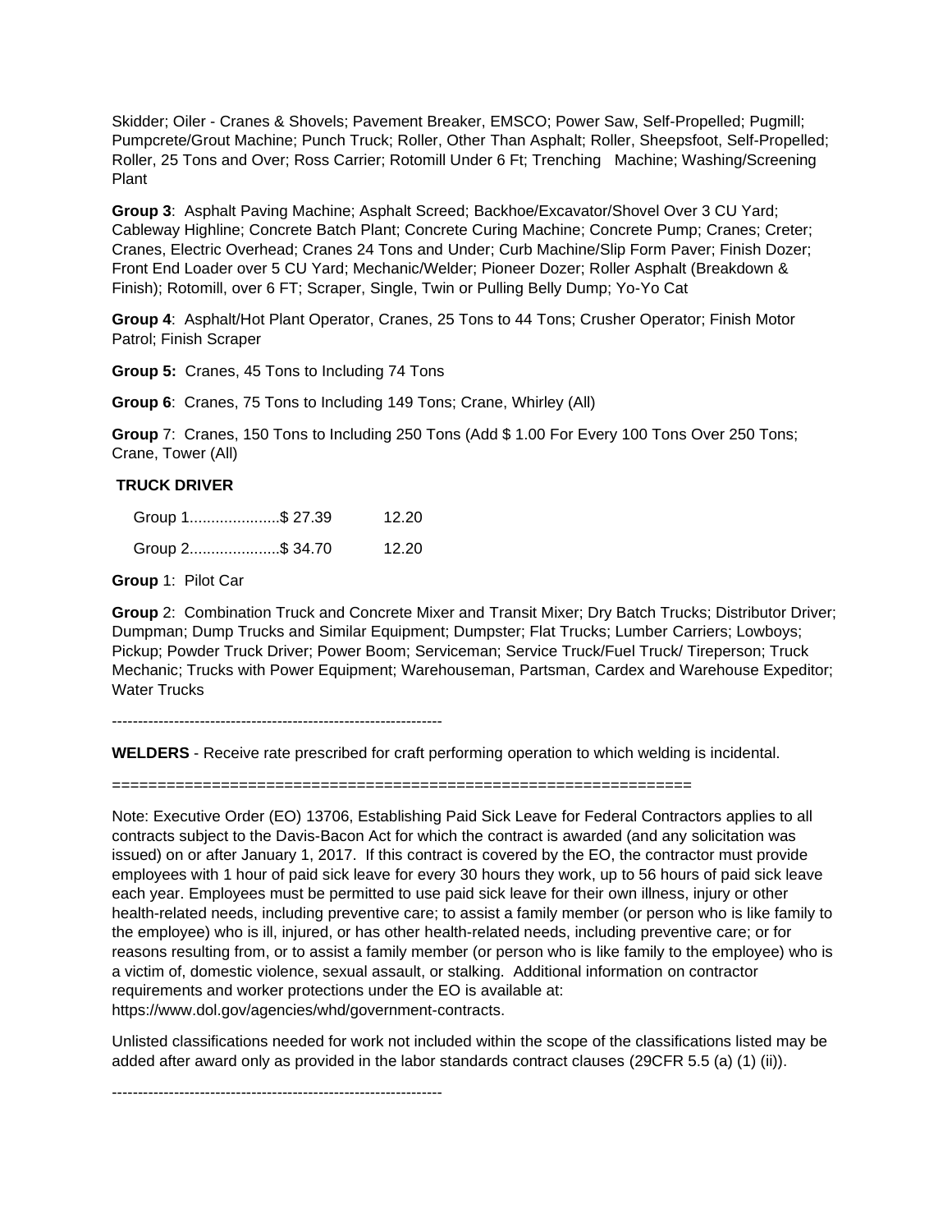Skidder; Oiler - Cranes & Shovels; Pavement Breaker, EMSCO; Power Saw, Self-Propelled; Pugmill; Pumpcrete/Grout Machine; Punch Truck; Roller, Other Than Asphalt; Roller, Sheepsfoot, Self-Propelled; Roller, 25 Tons and Over; Ross Carrier; Rotomill Under 6 Ft; Trenching Machine; Washing/Screening Plant

**Group 3**: Asphalt Paving Machine; Asphalt Screed; Backhoe/Excavator/Shovel Over 3 CU Yard; Cableway Highline; Concrete Batch Plant; Concrete Curing Machine; Concrete Pump; Cranes; Creter; Cranes, Electric Overhead; Cranes 24 Tons and Under; Curb Machine/Slip Form Paver; Finish Dozer; Front End Loader over 5 CU Yard; Mechanic/Welder; Pioneer Dozer; Roller Asphalt (Breakdown & Finish); Rotomill, over 6 FT; Scraper, Single, Twin or Pulling Belly Dump; Yo-Yo Cat

**Group 4**: Asphalt/Hot Plant Operator, Cranes, 25 Tons to 44 Tons; Crusher Operator; Finish Motor Patrol; Finish Scraper

**Group 5:** Cranes, 45 Tons to Including 74 Tons

**Group 6**: Cranes, 75 Tons to Including 149 Tons; Crane, Whirley (All)

**Group** 7: Cranes, 150 Tons to Including 250 Tons (Add $ 1.00 For Every 100 Tons Over 250 Tons; Crane, Tower (All)

**TRUCK DRIVER**

| | | |
|---|---|---|
| Group 1 | $ 27.39 | 12.20 |
| Group 2 | $ 34.70 | 12.20 |

**Group** 1: Pilot Car

**Group** 2: Combination Truck and Concrete Mixer and Transit Mixer; Dry Batch Trucks; Distributor Driver; Dumpman; Dump Trucks and Similar Equipment; Dumpster; Flat Trucks; Lumber Carriers; Lowboys; Pickup; Powder Truck Driver; Power Boom; Serviceman; Service Truck/Fuel Truck/ Tireperson; Truck Mechanic; Trucks with Power Equipment; Warehouseman, Partsman, Cardex and Warehouse Expeditor; Water Trucks

----------------------------------------------------------------

**WELDERS** - Receive rate prescribed for craft performing operation to which welding is incidental.

================================================================

Note: Executive Order (EO) 13706, Establishing Paid Sick Leave for Federal Contractors applies to all contracts subject to the Davis-Bacon Act for which the contract is awarded (and any solicitation was issued) on or after January 1, 2017. If this contract is covered by the EO, the contractor must provide employees with 1 hour of paid sick leave for every 30 hours they work, up to 56 hours of paid sick leave each year. Employees must be permitted to use paid sick leave for their own illness, injury or other health-related needs, including preventive care; to assist a family member (or person who is like family to the employee) who is ill, injured, or has other health-related needs, including preventive care; or for reasons resulting from, or to assist a family member (or person who is like family to the employee) who is a victim of, domestic violence, sexual assault, or stalking. Additional information on contractor requirements and worker protections under the EO is available at: https://www.dol.gov/agencies/whd/government-contracts.

Unlisted classifications needed for work not included within the scope of the classifications listed may be added after award only as provided in the labor standards contract clauses (29CFR 5.5 (a) (1) (ii)).

----------------------------------------------------------------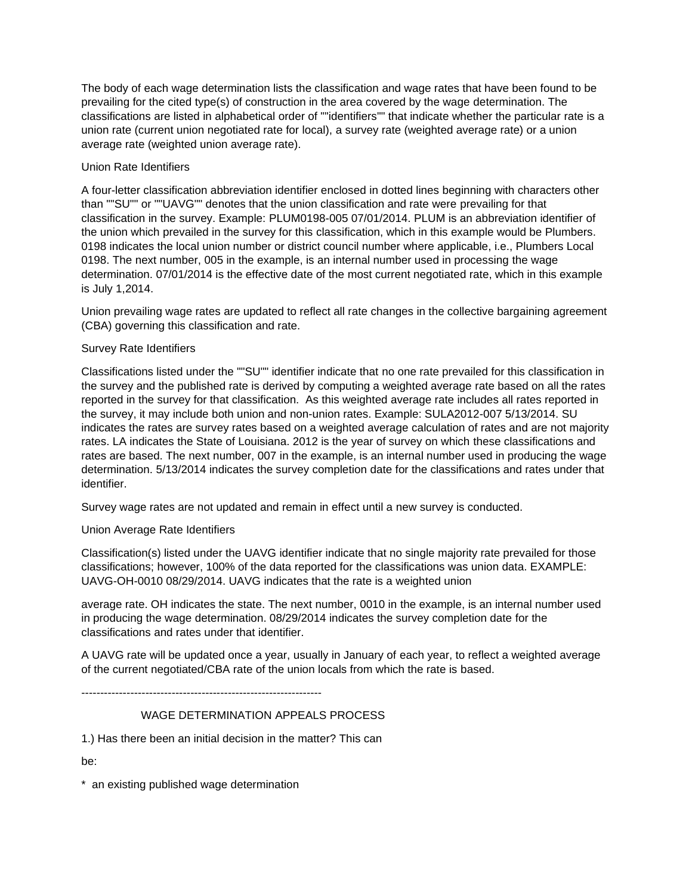The body of each wage determination lists the classification and wage rates that have been found to be prevailing for the cited type(s) of construction in the area covered by the wage determination. The classifications are listed in alphabetical order of ""identifiers"" that indicate whether the particular rate is a union rate (current union negotiated rate for local), a survey rate (weighted average rate) or a union average rate (weighted union average rate).

Union Rate Identifiers

A four-letter classification abbreviation identifier enclosed in dotted lines beginning with characters other than ""SU"" or ""UAVG"" denotes that the union classification and rate were prevailing for that classification in the survey. Example: PLUM0198-005 07/01/2014. PLUM is an abbreviation identifier of the union which prevailed in the survey for this classification, which in this example would be Plumbers. 0198 indicates the local union number or district council number where applicable, i.e., Plumbers Local 0198. The next number, 005 in the example, is an internal number used in processing the wage determination. 07/01/2014 is the effective date of the most current negotiated rate, which in this example is July 1,2014.

Union prevailing wage rates are updated to reflect all rate changes in the collective bargaining agreement (CBA) governing this classification and rate.

Survey Rate Identifiers

Classifications listed under the ""SU"" identifier indicate that no one rate prevailed for this classification in the survey and the published rate is derived by computing a weighted average rate based on all the rates reported in the survey for that classification. As this weighted average rate includes all rates reported in the survey, it may include both union and non-union rates. Example: SULA2012-007 5/13/2014. SU indicates the rates are survey rates based on a weighted average calculation of rates and are not majority rates. LA indicates the State of Louisiana. 2012 is the year of survey on which these classifications and rates are based. The next number, 007 in the example, is an internal number used in producing the wage determination. 5/13/2014 indicates the survey completion date for the classifications and rates under that identifier.

Survey wage rates are not updated and remain in effect until a new survey is conducted.

Union Average Rate Identifiers

Classification(s) listed under the UAVG identifier indicate that no single majority rate prevailed for those classifications; however, 100% of the data reported for the classifications was union data. EXAMPLE: UAVG-OH-0010 08/29/2014. UAVG indicates that the rate is a weighted union

average rate. OH indicates the state. The next number, 0010 in the example, is an internal number used in producing the wage determination. 08/29/2014 indicates the survey completion date for the classifications and rates under that identifier.

A UAVG rate will be updated once a year, usually in January of each year, to reflect a weighted average of the current negotiated/CBA rate of the union locals from which the rate is based.

----------------------------------------------------------------

WAGE DETERMINATION APPEALS PROCESS

1.) Has there been an initial decision in the matter? This can

be:

* an existing published wage determination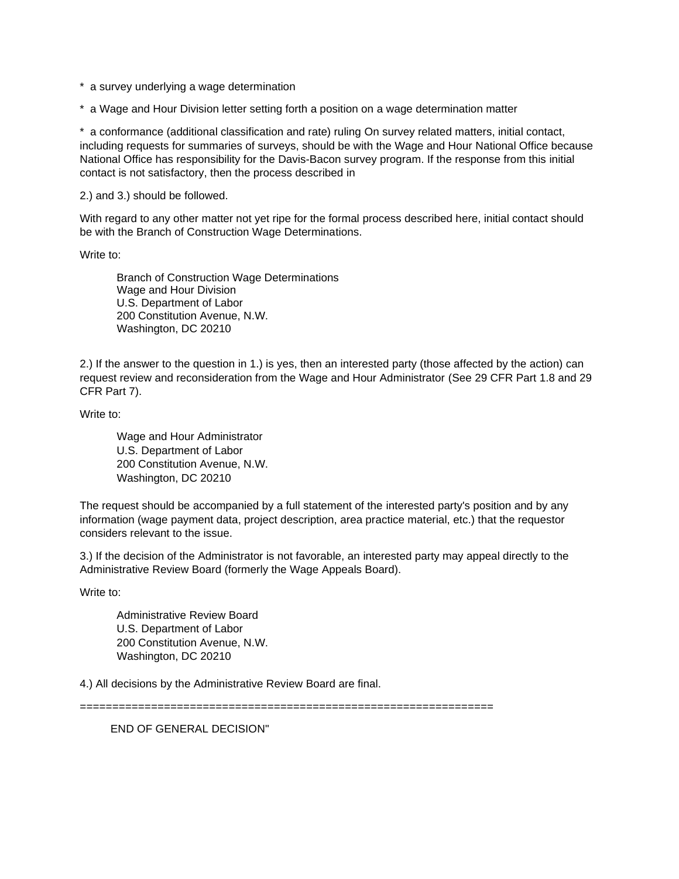* a survey underlying a wage determination

* a Wage and Hour Division letter setting forth a position on a wage determination matter

* a conformance (additional classification and rate) ruling On survey related matters, initial contact, including requests for summaries of surveys, should be with the Wage and Hour National Office because National Office has responsibility for the Davis-Bacon survey program. If the response from this initial contact is not satisfactory, then the process described in

2.) and 3.) should be followed.

With regard to any other matter not yet ripe for the formal process described here, initial contact should be with the Branch of Construction Wage Determinations.

Write to:

Branch of Construction Wage Determinations
Wage and Hour Division
U.S. Department of Labor
200 Constitution Avenue, N.W.
Washington, DC 20210

2.) If the answer to the question in 1.) is yes, then an interested party (those affected by the action) can request review and reconsideration from the Wage and Hour Administrator (See 29 CFR Part 1.8 and 29 CFR Part 7).

Write to:

Wage and Hour Administrator
U.S. Department of Labor
200 Constitution Avenue, N.W.
Washington, DC 20210

The request should be accompanied by a full statement of the interested party's position and by any information (wage payment data, project description, area practice material, etc.) that the requestor considers relevant to the issue.

3.) If the decision of the Administrator is not favorable, an interested party may appeal directly to the Administrative Review Board (formerly the Wage Appeals Board).

Write to:

Administrative Review Board
U.S. Department of Labor
200 Constitution Avenue, N.W.
Washington, DC 20210

4.) All decisions by the Administrative Review Board are final.

================================================================

END OF GENERAL DECISION"